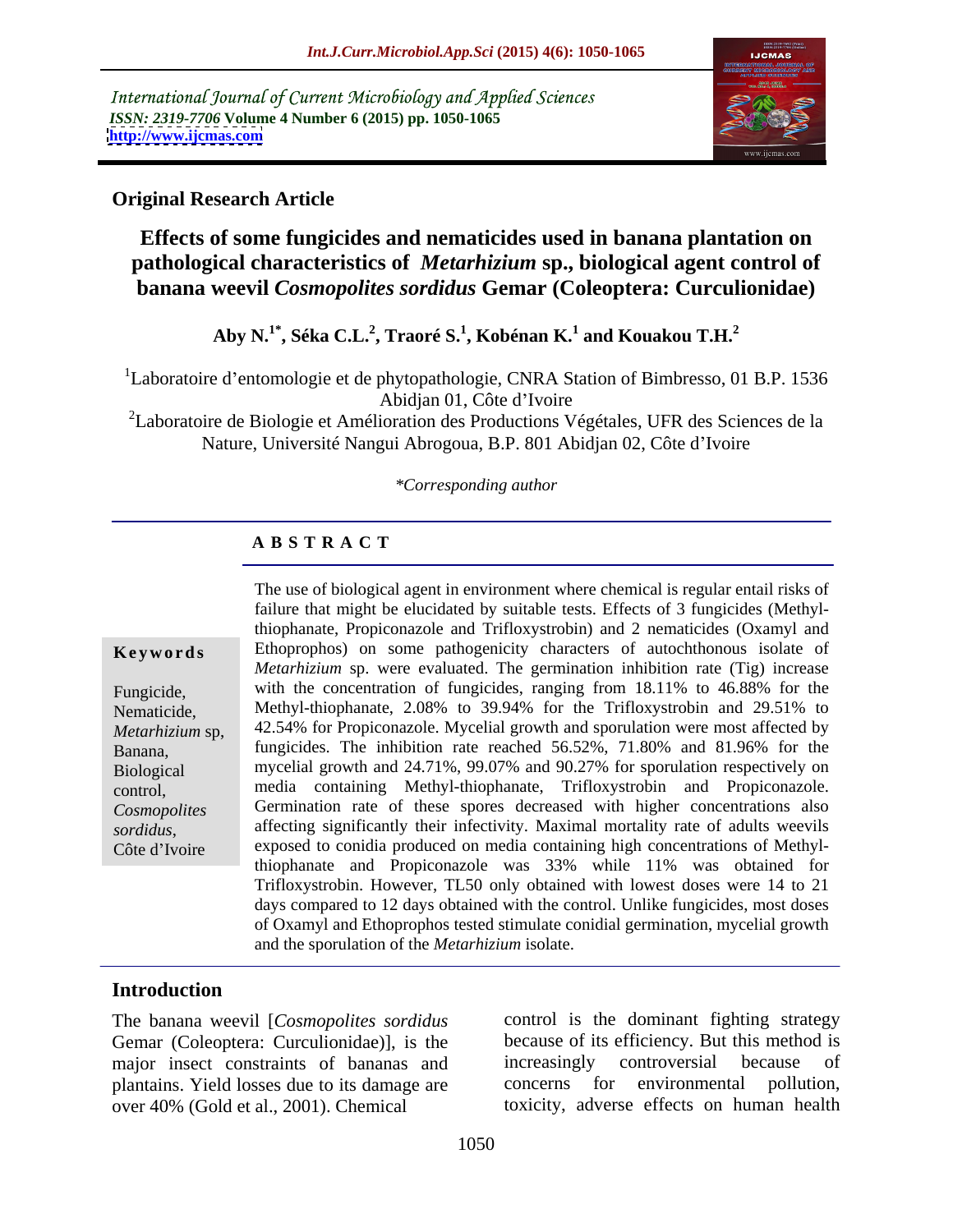International Journal of Current Microbiology and Applied Sciences
*ISSN: 2319-7706* **Volume 4 Number 6 (2015) pp. 1050-1065**
**http://www.ijcmas.com**

**Original Research Article**

# Effects of some fungicides and nematicides used in banana plantation on pathological characteristics of *Metarhizium* sp., biological agent control of banana weevil *Cosmopolites sordidus* Gemar (Coleoptera: Curculionidae)

**Aby N.[1*], Séka C.L.[2], Traoré S.[1], Kobénan K.[1] and Kouakou T.H.[2]**

[1]Laboratoire d'entomologie et de phytopathologie, CNRA Station of Bimbresso, 01 B.P. 1536 Abidjan 01, Côte d'Ivoire

[2]Laboratoire de Biologie et Amélioration des Productions Végétales, UFR des Sciences de la Nature, Université Nangui Abrogoua, B.P. 801 Abidjan 02, Côte d'Ivoire

*\*Corresponding author*

## A B S T R A C T

**Keywords**

Fungicide, Nematicide, *Metarhizium* sp, Banana, Biological control, *Cosmopolites sordidus*, Côte d'Ivoire

The use of biological agent in environment where chemical is regular entail risks of failure that might be elucidated by suitable tests. Effects of 3 fungicides (Methyl-thiophanate, Propiconazole and Trifloxystrobin) and 2 nematicides (Oxamyl and Ethoprophos) on some pathogenicity characters of autochthonous isolate of *Metarhizium* sp. were evaluated. The germination inhibition rate (Tig) increase with the concentration of fungicides, ranging from 18.11% to 46.88% for the Methyl-thiophanate, 2.08% to 39.94% for the Trifloxystrobin and 29.51% to 42.54% for Propiconazole. Mycelial growth and sporulation were most affected by fungicides. The inhibition rate reached 56.52%, 71.80% and 81.96% for the mycelial growth and 24.71%, 99.07% and 90.27% for sporulation respectively on media containing Methyl-thiophanate, Trifloxystrobin and Propiconazole. Germination rate of these spores decreased with higher concentrations also affecting significantly their infectivity. Maximal mortality rate of adults weevils exposed to conidia produced on media containing high concentrations of Methyl-thiophanate and Propiconazole was 33% while 11% was obtained for Trifloxystrobin. However, TL50 only obtained with lowest doses were 14 to 21 days compared to 12 days obtained with the control. Unlike fungicides, most doses of Oxamyl and Ethoprophos tested stimulate conidial germination, mycelial growth and the sporulation of the *Metarhizium* isolate.

## Introduction

The banana weevil [*Cosmopolites sordidus* Gemar (Coleoptera: Curculionidae)], is the major insect constraints of bananas and plantains. Yield losses due to its damage are over 40% (Gold et al., 2001). Chemical control is the dominant fighting strategy because of its efficiency. But this method is increasingly controversial because of concerns for environmental pollution, toxicity, adverse effects on human health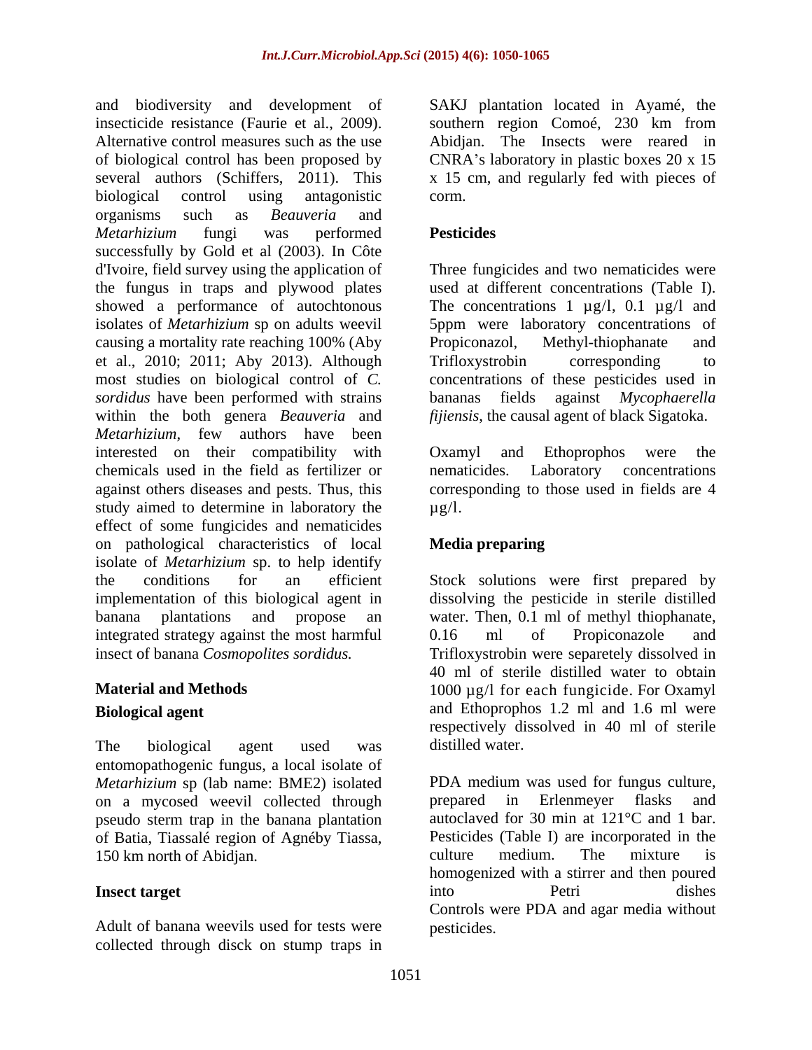and biodiversity and development of insecticide resistance (Faurie et al., 2009). Alternative control measures such as the use of biological control has been proposed by several authors (Schiffers, 2011). This biological control using antagonistic organisms such as *Beauveria* and *Metarhizium* fungi was performed successfully by Gold et al (2003). In Côte d'Ivoire, field survey using the application of the fungus in traps and plywood plates showed a performance of autochtonous isolates of *Metarhizium* sp on adults weevil causing a mortality rate reaching 100% (Aby et al., 2010; 2011; Aby 2013). Although most studies on biological control of *C. sordidus* have been performed with strains within the both genera *Beauveria* and *Metarhizium*, few authors have been interested on their compatibility with chemicals used in the field as fertilizer or against others diseases and pests. Thus, this study aimed to determine in laboratory the effect of some fungicides and nematicides on pathological characteristics of local isolate of *Metarhizium* sp. to help identify the conditions for an efficient implementation of this biological agent in banana plantations and propose an integrated strategy against the most harmful insect of banana *Cosmopolites sordidus.*

## Material and Methods

### Biological agent

The biological agent used was entomopathogenic fungus, a local isolate of *Metarhizium* sp (lab name: BME2) isolated on a mycosed weevil collected through pseudo sterm trap in the banana plantation of Batia, Tiassalé region of Agnéby Tiassa, 150 km north of Abidjan.

### Insect target

Adult of banana weevils used for tests were collected through disck on stump traps in SAKJ plantation located in Ayamé, the southern region Comoé, 230 km from Abidjan. The Insects were reared in CNRA's laboratory in plastic boxes 20 x 15 x 15 cm, and regularly fed with pieces of corm.

### Pesticides

Three fungicides and two nematicides were used at different concentrations (Table I). The concentrations 1 µg/l, 0.1 µg/l and 5ppm were laboratory concentrations of Propiconazol, Methyl-thiophanate and Trifloxystrobin corresponding to concentrations of these pesticides used in bananas fields against *Mycophaerella fijiensis*, the causal agent of black Sigatoka.

Oxamyl and Ethoprophos were the nematicides. Laboratory concentrations corresponding to those used in fields are 4 µg/l.

### Media preparing

Stock solutions were first prepared by dissolving the pesticide in sterile distilled water. Then, 0.1 ml of methyl thiophanate, 0.16 ml of Propiconazole and Trifloxystrobin were separetely dissolved in 40 ml of sterile distilled water to obtain 1000 µg/l for each fungicide. For Oxamyl and Ethoprophos 1.2 ml and 1.6 ml were respectively dissolved in 40 ml of sterile distilled water.

PDA medium was used for fungus culture, prepared in Erlenmeyer flasks and autoclaved for 30 min at 121°C and 1 bar. Pesticides (Table I) are incorporated in the culture medium. The mixture is homogenized with a stirrer and then poured into Petri dishes Controls were PDA and agar media without pesticides.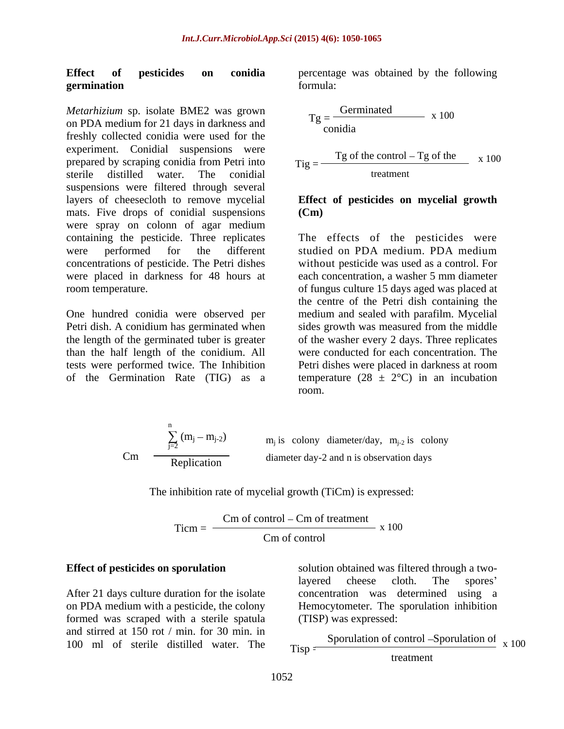### Effect of pesticides on conidia germination

*Metarhizium* sp. isolate BME2 was grown on PDA medium for 21 days in darkness and freshly collected conidia were used for the experiment. Conidial suspensions were prepared by scraping conidia from Petri into sterile distilled water. The conidial suspensions were filtered through several layers of cheesecloth to remove mycelial mats. Five drops of conidial suspensions were spray on colonn of agar medium containing the pesticide. Three replicates were performed for the different concentrations of pesticide. The Petri dishes were placed in darkness for 48 hours at room temperature.

One hundred conidia were observed per Petri dish. A conidium has germinated when the length of the germinated tuber is greater than the half length of the conidium. All tests were performed twice. The Inhibition of the Germination Rate (TIG) as a percentage was obtained by the following formula:

$$Tg = \frac{\text{Germinated}}{\text{conidia}} \times 100$$

$$Tig = \frac{\text{Tg of the control} - \text{Tg of the}}{\text{treatment}} \times 100$$

### Effect of pesticides on mycelial growth (Cm)

The effects of the pesticides were studied on PDA medium. PDA medium without pesticide was used as a control. For each concentration, a washer 5 mm diameter of fungus culture 15 days aged was placed at the centre of the Petri dish containing the medium and sealed with parafilm. Mycelial sides growth was measured from the middle of the washer every 2 days. Three replicates were conducted for each concentration. The Petri dishes were placed in darkness at room temperature (28 ± 2°C) in an incubation room.

$$Cm \quad \frac{\sum_{j=2}^{n} (m_j - m_{j-2})}{\text{Replication}}$$

$m_j$ is colony diameter/day, $m_{j-2}$ is colony diameter day-2 and n is observation days

The inhibition rate of mycelial growth (TiCm) is expressed:

$$Ticm = \frac{\text{Cm of control} - \text{Cm of treatment}}{\text{Cm of control}} \times 100$$

### Effect of pesticides on sporulation

After 21 days culture duration for the isolate on PDA medium with a pesticide, the colony formed was scraped with a sterile spatula and stirred at 150 rot / min. for 30 min. in 100 ml of sterile distilled water. The solution obtained was filtered through a two-layered cheese cloth. The spores' concentration was determined using a Hemocytometer. The sporulation inhibition (TISP) was expressed:

$$Tisp = \frac{\text{Sporulation of control} - \text{Sporulation of}}{\text{treatment}} \times 100$$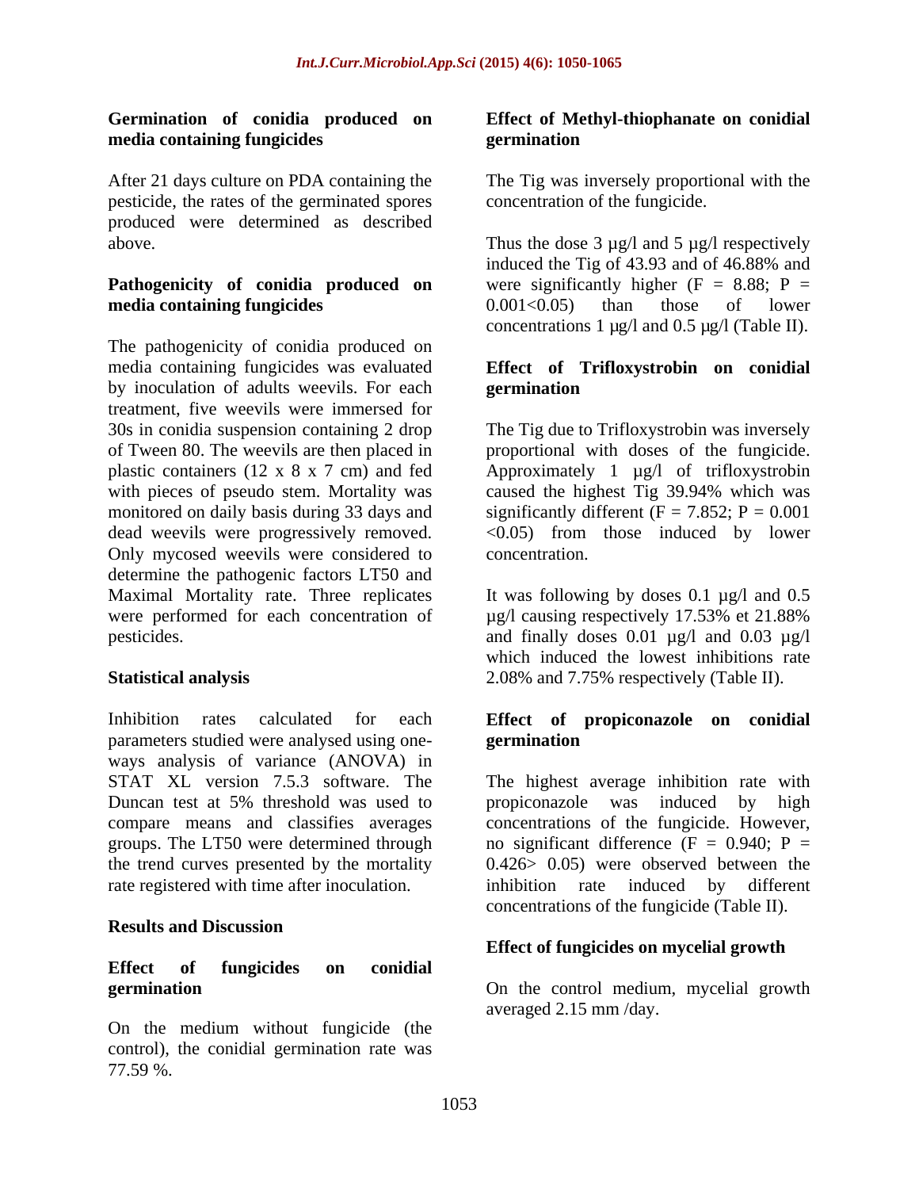### Germination of conidia produced on media containing fungicides

After 21 days culture on PDA containing the pesticide, the rates of the germinated spores produced were determined as described above.

### Pathogenicity of conidia produced on media containing fungicides

The pathogenicity of conidia produced on media containing fungicides was evaluated by inoculation of adults weevils. For each treatment, five weevils were immersed for 30s in conidia suspension containing 2 drop of Tween 80. The weevils are then placed in plastic containers (12 x 8 x 7 cm) and fed with pieces of pseudo stem. Mortality was monitored on daily basis during 33 days and dead weevils were progressively removed. Only mycosed weevils were considered to determine the pathogenic factors LT50 and Maximal Mortality rate. Three replicates were performed for each concentration of pesticides.

### Statistical analysis

Inhibition rates calculated for each parameters studied were analysed using one-ways analysis of variance (ANOVA) in STAT XL version 7.5.3 software. The Duncan test at 5% threshold was used to compare means and classifies averages groups. The LT50 were determined through the trend curves presented by the mortality rate registered with time after inoculation.

## Results and Discussion

### Effect of fungicides on conidial germination

On the medium without fungicide (the control), the conidial germination rate was 77.59 %.

### Effect of Methyl-thiophanate on conidial germination

The Tig was inversely proportional with the concentration of the fungicide.

Thus the dose 3 µg/l and 5 µg/l respectively induced the Tig of 43.93 and of 46.88% and were significantly higher ($F = 8.88$; $P = 0.001 < 0.05$) than those of lower concentrations 1 µg/l and 0.5 µg/l (Table II).

### Effect of Trifloxystrobin on conidial germination

The Tig due to Trifloxystrobin was inversely proportional with doses of the fungicide. Approximately 1 µg/l of trifloxystrobin caused the highest Tig 39.94% which was significantly different ($F = 7.852$; $P = 0.001 < 0.05$) from those induced by lower concentration.

It was following by doses 0.1 µg/l and 0.5 µg/l causing respectively 17.53% et 21.88% and finally doses 0.01 µg/l and 0.03 µg/l which induced the lowest inhibitions rate 2.08% and 7.75% respectively (Table II).

### Effect of propiconazole on conidial germination

The highest average inhibition rate with propiconazole was induced by high concentrations of the fungicide. However, no significant difference ($F = 0.940$; $P = 0.426 > 0.05$) were observed between the inhibition rate induced by different concentrations of the fungicide (Table II).

### Effect of fungicides on mycelial growth

On the control medium, mycelial growth averaged 2.15 mm /day.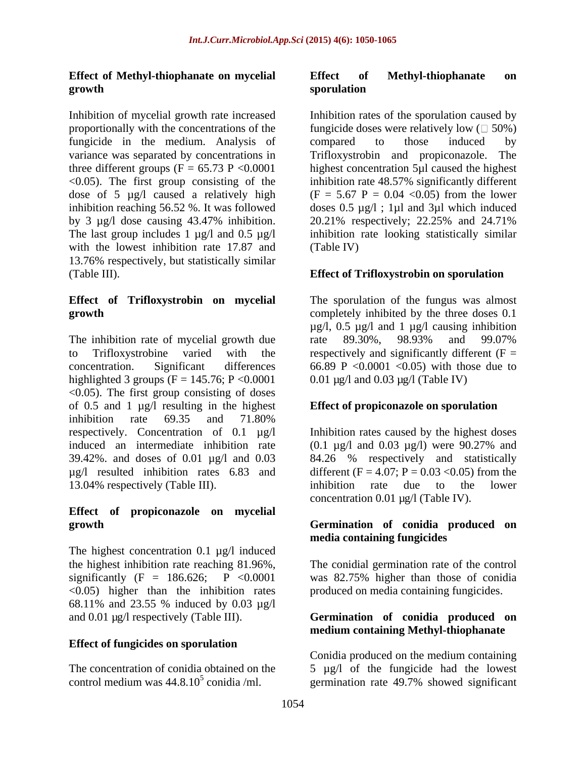### Effect of Methyl-thiophanate on mycelial growth

Inhibition of mycelial growth rate increased proportionally with the concentrations of the fungicide in the medium. Analysis of variance was separated by concentrations in three different groups ($F = 65.73$ $P < 0.0001$ $< 0.05$). The first group consisting of the dose of 5 µg/l caused a relatively high inhibition reaching 56.52 %. It was followed by 3 µg/l dose causing 43.47% inhibition. The last group includes 1 µg/l and 0.5 µg/l with the lowest inhibition rate 17.87 and 13.76% respectively, but statistically similar (Table III).

### Effect of Trifloxystrobin on mycelial growth

The inhibition rate of mycelial growth due to Trifloxystrobine varied with the concentration. Significant differences highlighted 3 groups ($F = 145.76$; $P < 0.0001$ $< 0.05$). The first group consisting of doses of 0.5 and 1 µg/l resulting in the highest inhibition rate 69.35 and 71.80% respectively. Concentration of 0.1 µg/l induced an intermediate inhibition rate 39.42%. and doses of 0.01 µg/l and 0.03 µg/l resulted inhibition rates 6.83 and 13.04% respectively (Table III).

### Effect of propiconazole on mycelial growth

The highest concentration 0.1 µg/l induced the highest inhibition rate reaching 81.96%, significantly ($F = 186.626$; $P < 0.0001$ $< 0.05$) higher than the inhibition rates 68.11% and 23.55 % induced by 0.03 µg/l and 0.01 µg/l respectively (Table III).

### Effect of fungicides on sporulation

The concentration of conidia obtained on the control medium was $44.8.10^5$ conidia /ml.

### Effect of Methyl-thiophanate on sporulation

Inhibition rates of the sporulation caused by fungicide doses were relatively low (□ 50%) compared to those induced by Trifloxystrobin and propiconazole. The highest concentration 5µl caused the highest inhibition rate 48.57% significantly different ($F = 5.67$ $P = 0.04 < 0.05$) from the lower doses 0.5 µg/l ; 1µl and 3µl which induced 20.21% respectively; 22.25% and 24.71% inhibition rate looking statistically similar (Table IV)

### Effect of Trifloxystrobin on sporulation

The sporulation of the fungus was almost completely inhibited by the three doses 0.1 µg/l, 0.5 µg/l and 1 µg/l causing inhibition rate 89.30%, 98.93% and 99.07% respectively and significantly different ($F = 66.89$ $P < 0.0001$ $< 0.05$) with those due to 0.01 µg/l and 0.03 µg/l (Table IV)

### Effect of propiconazole on sporulation

Inhibition rates caused by the highest doses (0.1 µg/l and 0.03 µg/l) were 90.27% and 84.26 % respectively and statistically different ($F = 4.07$; $P = 0.03 < 0.05$) from the inhibition rate due to the lower concentration 0.01 µg/l (Table IV).

### Germination of conidia produced on media containing fungicides

The conidial germination rate of the control was 82.75% higher than those of conidia produced on media containing fungicides.

### Germination of conidia produced on medium containing Methyl-thiophanate

Conidia produced on the medium containing 5 µg/l of the fungicide had the lowest germination rate 49.7% showed significant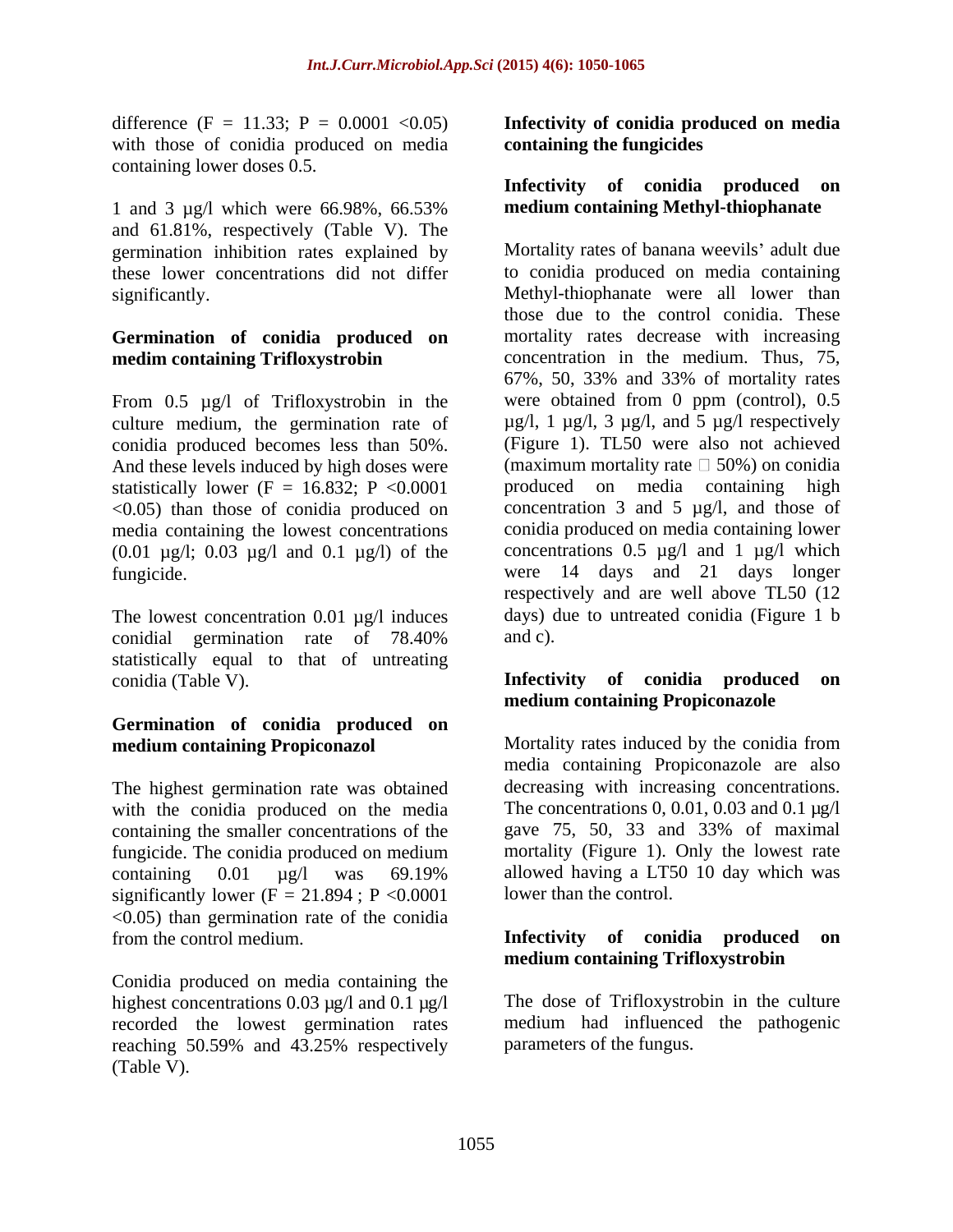difference ($F = 11.33$; $P = 0.0001 < 0.05$) with those of conidia produced on media containing lower doses 0.5.

1 and 3 µg/l which were 66.98%, 66.53% and 61.81%, respectively (Table V). The germination inhibition rates explained by these lower concentrations did not differ significantly.

**Germination of conidia produced on medim containing Trifloxystrobin**

From 0.5 µg/l of Trifloxystrobin in the culture medium, the germination rate of conidia produced becomes less than 50%. And these levels induced by high doses were statistically lower ($F = 16.832$; $P < 0.0001 < 0.05$) than those of conidia produced on media containing the lowest concentrations (0.01 µg/l; 0.03 µg/l and 0.1 µg/l) of the fungicide.

The lowest concentration 0.01 µg/l induces conidial germination rate of 78.40% statistically equal to that of untreating conidia (Table V).

**Germination of conidia produced on medium containing Propiconazol**

The highest germination rate was obtained with the conidia produced on the media containing the smaller concentrations of the fungicide. The conidia produced on medium containing 0.01 µg/l was 69.19% significantly lower ($F = 21.894$ ; $P < 0.0001 < 0.05$) than germination rate of the conidia from the control medium.

Conidia produced on media containing the highest concentrations 0.03 µg/l and 0.1 µg/l recorded the lowest germination rates reaching 50.59% and 43.25% respectively (Table V).

**Infectivity of conidia produced on media containing the fungicides**

**Infectivity of conidia produced on medium containing Methyl-thiophanate**

Mortality rates of banana weevils' adult due to conidia produced on media containing Methyl-thiophanate were all lower than those due to the control conidia. These mortality rates decrease with increasing concentration in the medium. Thus, 75, 67%, 50, 33% and 33% of mortality rates were obtained from 0 ppm (control), 0.5 µg/l, 1 µg/l, 3 µg/l, and 5 µg/l respectively (Figure 1). TL50 were also not achieved (maximum mortality rate □ 50%) on conidia produced on media containing high concentration 3 and 5 µg/l, and those of conidia produced on media containing lower concentrations 0.5 µg/l and 1 µg/l which were 14 days and 21 days longer respectively and are well above TL50 (12 days) due to untreated conidia (Figure 1 b and c).

**Infectivity of conidia produced on medium containing Propiconazole**

Mortality rates induced by the conidia from media containing Propiconazole are also decreasing with increasing concentrations. The concentrations 0, 0.01, 0.03 and 0.1 µg/l gave 75, 50, 33 and 33% of maximal mortality (Figure 1). Only the lowest rate allowed having a LT50 10 day which was lower than the control.

**Infectivity of conidia produced on medium containing Trifloxystrobin**

The dose of Trifloxystrobin in the culture medium had influenced the pathogenic parameters of the fungus.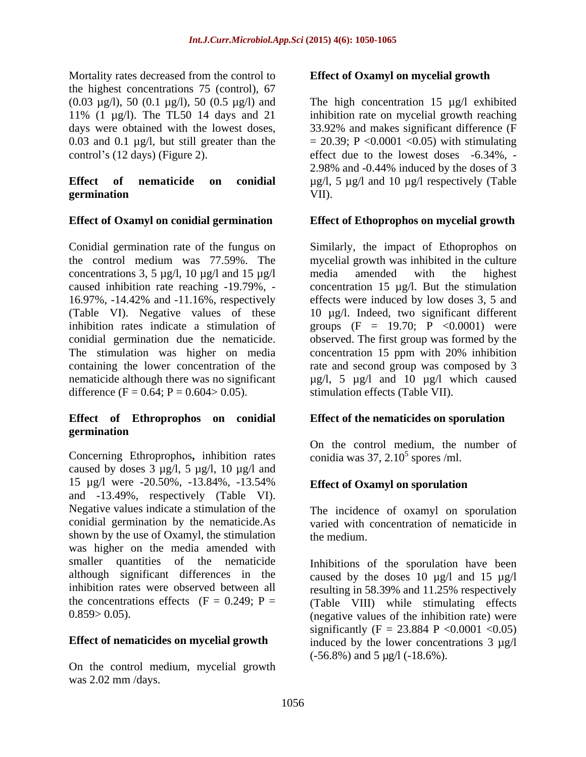Mortality rates decreased from the control to the highest concentrations 75 (control), 67 (0.03 µg/l), 50 (0.1 µg/l), 50 (0.5 µg/l) and 11% (1 µg/l). The TL50 14 days and 21 days were obtained with the lowest doses, 0.03 and 0.1 µg/l, but still greater than the control's (12 days) (Figure 2).

### Effect of nematicide on conidial germination

#### Effect of Oxamyl on conidial germination

Conidial germination rate of the fungus on the control medium was 77.59%. The concentrations 3, 5 µg/l, 10 µg/l and 15 µg/l caused inhibition rate reaching -19.79%, -16.97%, -14.42% and -11.16%, respectively (Table VI). Negative values of these inhibition rates indicate a stimulation of conidial germination due the nematicide. The stimulation was higher on media containing the lower concentration of the nematicide although there was no significant difference ($F = 0.64$; $P = 0.604 > 0.05$).

#### Effect of Ethroprophos on conidial germination

Concerning Ethroprophos**,** inhibition rates caused by doses 3 µg/l, 5 µg/l, 10 µg/l and 15 µg/l were -20.50%, -13.84%, -13.54% and -13.49%, respectively (Table VI). Negative values indicate a stimulation of the conidial germination by the nematicide.As shown by the use of Oxamyl, the stimulation was higher on the media amended with smaller quantities of the nematicide although significant differences in the inhibition rates were observed between all the concentrations effects ($F = 0.249$; $P = 0.859 > 0.05$).

### Effect of nematicides on mycelial growth

On the control medium, mycelial growth was 2.02 mm /days.

#### Effect of Oxamyl on mycelial growth

The high concentration 15 µg/l exhibited inhibition rate on mycelial growth reaching 33.92% and makes significant difference ($F = 20.39$; $P < 0.0001 < 0.05$) with stimulating effect due to the lowest doses -6.34%, -2.98% and -0.44% induced by the doses of 3 µg/l, 5 µg/l and 10 µg/l respectively (Table VII).

#### Effect of Ethoprophos on mycelial growth

Similarly, the impact of Ethoprophos on mycelial growth was inhibited in the culture media amended with the highest concentration 15 µg/l. But the stimulation effects were induced by low doses 3, 5 and 10 µg/l. Indeed, two significant different groups ($F = 19.70$; $P < 0.0001$) were observed. The first group was formed by the concentration 15 ppm with 20% inhibition rate and second group was composed by 3 µg/l, 5 µg/l and 10 µg/l which caused stimulation effects (Table VII).

### Effect of the nematicides on sporulation

On the control medium, the number of conidia was 37, $2.10^5$ spores /ml.

#### Effect of Oxamyl on sporulation

The incidence of oxamyl on sporulation varied with concentration of nematicide in the medium.

Inhibitions of the sporulation have been caused by the doses 10 µg/l and 15 µg/l resulting in 58.39% and 11.25% respectively (Table VIII) while stimulating effects (negative values of the inhibition rate) were significantly ($F = 23.884$ $P < 0.0001 < 0.05$) induced by the lower concentrations 3 µg/l (-56.8%) and 5 µg/l (-18.6%).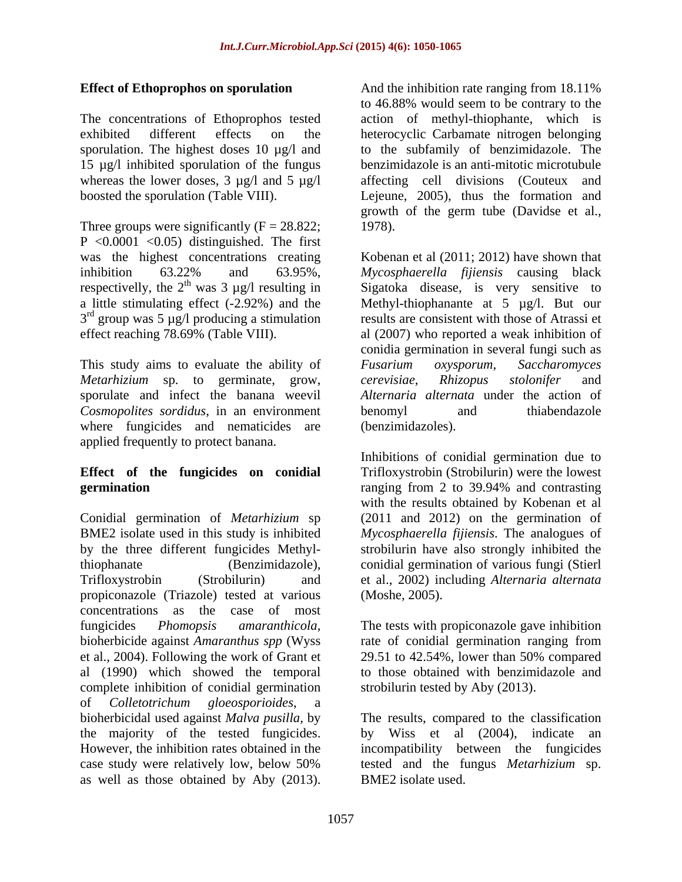**Effect of Ethoprophos on sporulation**

The concentrations of Ethoprophos tested exhibited different effects on the sporulation. The highest doses 10 µg/l and 15 µg/l inhibited sporulation of the fungus whereas the lower doses, 3 µg/l and 5 µg/l boosted the sporulation (Table VIII).

Three groups were significantly ($F = 28.822$; $P < 0.0001 < 0.05$) distinguished. The first was the highest concentrations creating inhibition 63.22% and 63.95%, respectivelly, the 2$^{th}$ was 3 µg/l resulting in a little stimulating effect (-2.92%) and the 3$^{rd}$ group was 5 µg/l producing a stimulation effect reaching 78.69% (Table VIII).

This study aims to evaluate the ability of *Metarhizium* sp. to germinate, grow, sporulate and infect the banana weevil *Cosmopolites sordidus*, in an environment where fungicides and nematicides are applied frequently to protect banana.

**Effect of the fungicides on conidial germination**

Conidial germination of *Metarhizium* sp BME2 isolate used in this study is inhibited by the three different fungicides Methyl-thiophanate (Benzimidazole), Trifloxystrobin (Strobilurin) and propiconazole (Triazole) tested at various concentrations as the case of most fungicides *Phomopsis amaranthicola*, bioherbicide against *Amaranthus spp* (Wyss et al., 2004). Following the work of Grant et al (1990) which showed the temporal complete inhibition of conidial germination of *Colletotrichum gloeosporioides*, a bioherbicidal used against *Malva pusilla*, by the majority of the tested fungicides. However, the inhibition rates obtained in the case study were relatively low, below 50% as well as those obtained by Aby (2013). And the inhibition rate ranging from 18.11% to 46.88% would seem to be contrary to the action of methyl-thiophante, which is heterocyclic Carbamate nitrogen belonging to the subfamily of benzimidazole. The benzimidazole is an anti-mitotic microtubule affecting cell divisions (Couteux and Lejeune, 2005), thus the formation and growth of the germ tube (Davidse et al., 1978).

Kobenan et al (2011; 2012) have shown that *Mycosphaerella fijiensis* causing black Sigatoka disease, is very sensitive to Methyl-thiophanante at 5 µg/l. But our results are consistent with those of Atrassi et al (2007) who reported a weak inhibition of conidia germination in several fungi such as *Fusarium oxysporum*, *Saccharomyces cerevisiae*, *Rhizopus stolonifer* and *Alternaria alternata* under the action of benomyl and thiabendazole (benzimidazoles).

Inhibitions of conidial germination due to Trifloxystrobin (Strobilurin) were the lowest ranging from 2 to 39.94% and contrasting with the results obtained by Kobenan et al (2011 and 2012) on the germination of *Mycosphaerella fijiensis*. The analogues of strobilurin have also strongly inhibited the conidial germination of various fungi (Stierl et al., 2002) including *Alternaria alternata* (Moshe, 2005).

The tests with propiconazole gave inhibition rate of conidial germination ranging from 29.51 to 42.54%, lower than 50% compared to those obtained with benzimidazole and strobilurin tested by Aby (2013).

The results, compared to the classification by Wiss et al (2004), indicate an incompatibility between the fungicides tested and the fungus *Metarhizium* sp. BME2 isolate used.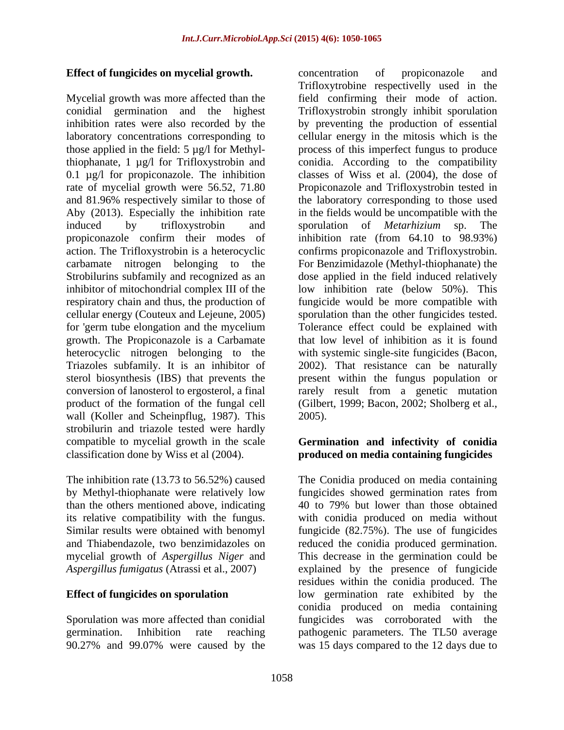**Effect of fungicides on mycelial growth.**

Mycelial growth was more affected than the conidial germination and the highest inhibition rates were also recorded by the laboratory concentrations corresponding to those applied in the field: 5 µg/l for Methyl-thiophanate, 1 µg/l for Trifloxystrobin and 0.1 µg/l for propiconazole. The inhibition rate of mycelial growth were 56.52, 71.80 and 81.96% respectively similar to those of Aby (2013). Especially the inhibition rate induced by trifloxystrobin and propiconazole confirm their modes of action. The Trifloxystrobin is a heterocyclic carbamate nitrogen belonging to the Strobilurins subfamily and recognized as an inhibitor of mitochondrial complex III of the respiratory chain and thus, the production of cellular energy (Couteux and Lejeune, 2005) for 'germ tube elongation and the mycelium growth. The Propiconazole is a Carbamate heterocyclic nitrogen belonging to the Triazoles subfamily. It is an inhibitor of sterol biosynthesis (IBS) that prevents the conversion of lanosterol to ergosterol, a final product of the formation of the fungal cell wall (Koller and Scheinpflug, 1987). This strobilurin and triazole tested were hardly compatible to mycelial growth in the scale classification done by Wiss et al (2004).

The inhibition rate (13.73 to 56.52%) caused by Methyl-thiophanate were relatively low than the others mentioned above, indicating its relative compatibility with the fungus. Similar results were obtained with benomyl and Thiabendazole, two benzimidazoles on mycelial growth of *Aspergillus Niger* and *Aspergillus fumigatus* (Atrassi et al., 2007)

**Effect of fungicides on sporulation**

Sporulation was more affected than conidial germination. Inhibition rate reaching 90.27% and 99.07% were caused by the concentration of propiconazole and Trifloxytrobine respectivelly used in the field confirming their mode of action. Trifloxystrobin strongly inhibit sporulation by preventing the production of essential cellular energy in the mitosis which is the process of this imperfect fungus to produce conidia. According to the compatibility classes of Wiss et al. (2004), the dose of Propiconazole and Trifloxystrobin tested in the laboratory corresponding to those used in the fields would be uncompatible with the sporulation of *Metarhizium* sp. The inhibition rate (from 64.10 to 98.93%) confirms propiconazole and Trifloxystrobin. For Benzimidazole (Methyl-thiophanate) the dose applied in the field induced relatively low inhibition rate (below 50%). This fungicide would be more compatible with sporulation than the other fungicides tested. Tolerance effect could be explained with that low level of inhibition as it is found with systemic single-site fungicides (Bacon, 2002). That resistance can be naturally present within the fungus population or rarely result from a genetic mutation (Gilbert, 1999; Bacon, 2002; Sholberg et al., 2005).

**Germination and infectivity of conidia produced on media containing fungicides**

The Conidia produced on media containing fungicides showed germination rates from 40 to 79% but lower than those obtained with conidia produced on media without fungicide (82.75%). The use of fungicides reduced the conidia produced germination. This decrease in the germination could be explained by the presence of fungicide residues within the conidia produced. The low germination rate exhibited by the conidia produced on media containing fungicides was corroborated with the pathogenic parameters. The TL50 average was 15 days compared to the 12 days due to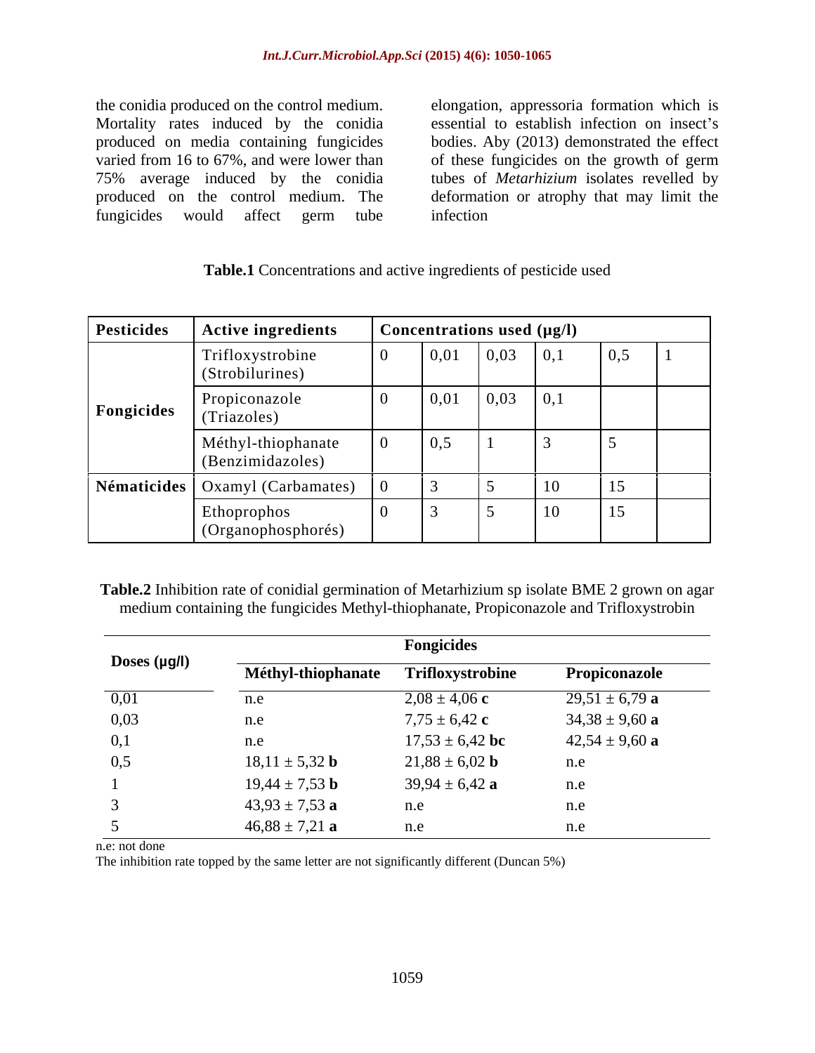the conidia produced on the control medium. Mortality rates induced by the conidia produced on media containing fungicides varied from 16 to 67%, and were lower than 75% average induced by the conidia produced on the control medium. The fungicides would affect germ tube elongation, appressoria formation which is essential to establish infection on insect's bodies. Aby (2013) demonstrated the effect of these fungicides on the growth of germ tubes of *Metarhizium* isolates revelled by deformation or atrophy that may limit the infection

**Table.1** Concentrations and active ingredients of pesticide used

| Pesticides | Active ingredients | Concentrations used (µg/l) | | | | | |
|---|---|---|---|---|---|---|---|
| Fongicides | Trifloxystrobine (Strobilurines) | 0 | 0,01 | 0,03 | 0,1 | 0,5 | 1 |
| | Propiconazole (Triazoles) | 0 | 0,01 | 0,03 | 0,1 | | |
| | Méthyl-thiophanate (Benzimidazoles) | 0 | 0,5 | 1 | 3 | 5 | |
| Nématicides | Oxamyl (Carbamates) | 0 | 3 | 5 | 10 | 15 | |
| | Ethoprophos (Organophosphorés) | 0 | 3 | 5 | 10 | 15 | |

**Table.2** Inhibition rate of conidial germination of Metarhizium sp isolate BME 2 grown on agar medium containing the fungicides Methyl-thiophanate, Propiconazole and Trifloxystrobin

| Doses (µg/l) | Fongicides | | |
|---|---|---|---|
| | **Méthyl-thiophanate** | **Trifloxystrobine** | **Propiconazole** |
| 0,01 | n.e | 2,08 ± 4,06 **c** | 29,51 ± 6,79 **a** |
| 0,03 | n.e | 7,75 ± 6,42 **c** | 34,38 ± 9,60 **a** |
| 0,1 | n.e | 17,53 ± 6,42 **bc** | 42,54 ± 9,60 **a** |
| 0,5 | 18,11 ± 5,32 **b** | 21,88 ± 6,02 **b** | n.e |
| 1 | 19,44 ± 7,53 **b** | 39,94 ± 6,42 **a** | n.e |
| 3 | 43,93 ± 7,53 **a** | n.e | n.e |
| 5 | 46,88 ± 7,21 **a** | n.e | n.e |

n.e: not done

The inhibition rate topped by the same letter are not significantly different (Duncan 5%)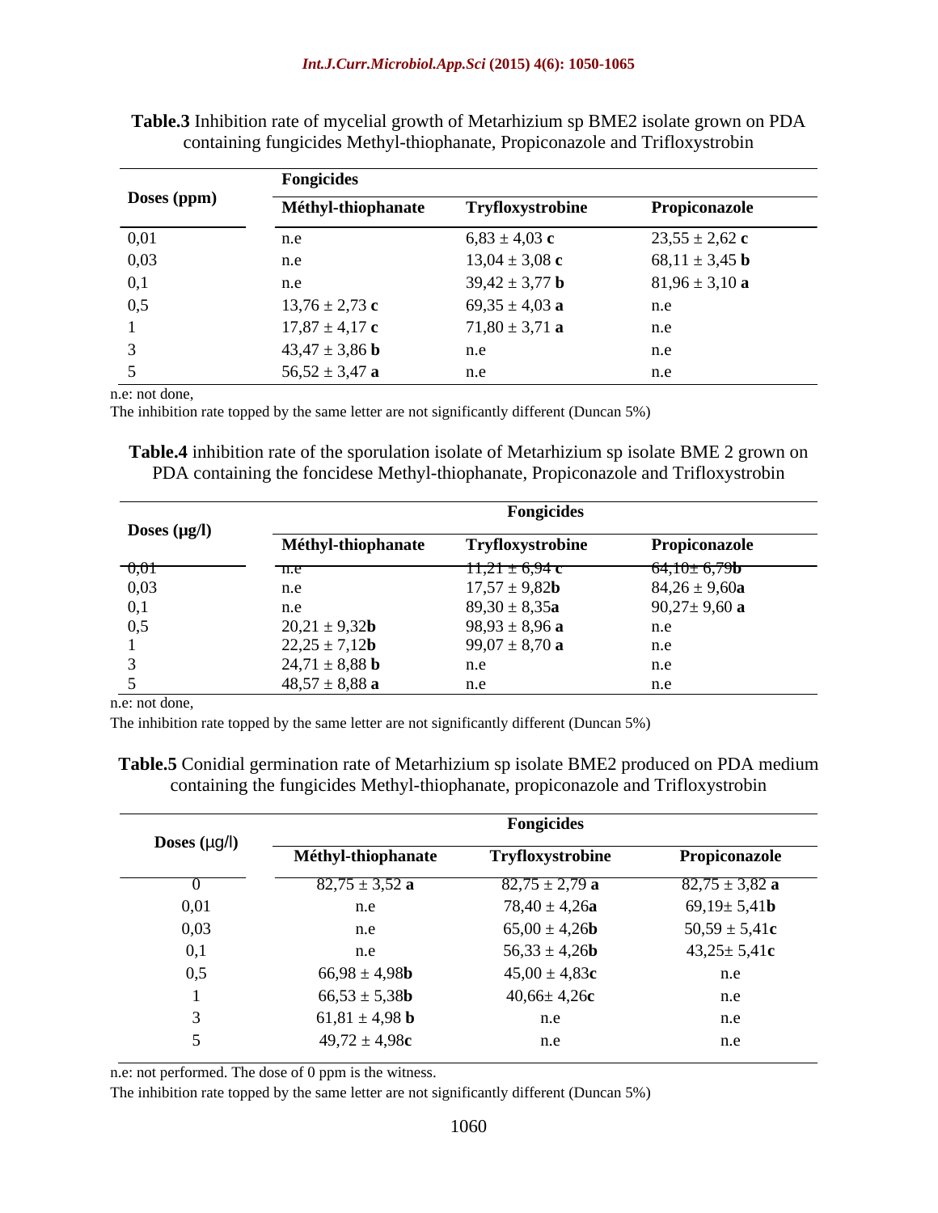**Table.3** Inhibition rate of mycelial growth of Metarhizium sp BME2 isolate grown on PDA containing fungicides Methyl-thiophanate, Propiconazole and Trifloxystrobin

| Doses (ppm) | Fongicides | | |
|---|---|---|---|
| | **Méthyl-thiophanate** | **Tryfloxystrobine** | **Propiconazole** |
| 0,01 | n.e | 6,83 ± 4,03 **c** | 23,55 ± 2,62 **c** |
| 0,03 | n.e | 13,04 ± 3,08 **c** | 68,11 ± 3,45 **b** |
| 0,1 | n.e | 39,42 ± 3,77 **b** | 81,96 ± 3,10 **a** |
| 0,5 | 13,76 ± 2,73 **c** | 69,35 ± 4,03 **a** | n.e |
| 1 | 17,87 ± 4,17 **c** | 71,80 ± 3,71 **a** | n.e |
| 3 | 43,47 ± 3,86 **b** | n.e | n.e |
| 5 | 56,52 ± 3,47 **a** | n.e | n.e |

n.e: not done,

The inhibition rate topped by the same letter are not significantly different (Duncan 5%)

**Table.4** inhibition rate of the sporulation isolate of Metarhizium sp isolate BME 2 grown on PDA containing the foncidese Methyl-thiophanate, Propiconazole and Trifloxystrobin

| Doses (µg/l) | Fongicides | | |
|---|---|---|---|
| | **Méthyl-thiophanate** | **Tryfloxystrobine** | **Propiconazole** |
| 0,01 | n.e | 11,21 ± 6,94 **c** | 64,10± 6,79**b** |
| 0,03 | n.e | 17,57 ± 9,82**b** | 84,26 ± 9,60**a** |
| 0,1 | n.e | 89,30 ± 8,35**a** | 90,27± 9,60 **a** |
| 0,5 | 20,21 ± 9,32**b** | 98,93 ± 8,96 **a** | n.e |
| 1 | 22,25 ± 7,12**b** | 99,07 ± 8,70 **a** | n.e |
| 3 | 24,71 ± 8,88 **b** | n.e | n.e |
| 5 | 48,57 ± 8,88 **a** | n.e | n.e |

n.e: not done,

The inhibition rate topped by the same letter are not significantly different (Duncan 5%)

**Table.5** Conidial germination rate of Metarhizium sp isolate BME2 produced on PDA medium containing the fungicides Methyl-thiophanate, propiconazole and Trifloxystrobin

| Doses (µg/l) | Fongicides | | |
|---|---|---|---|
| | **Méthyl-thiophanate** | **Tryfloxystrobine** | **Propiconazole** |
| 0 | 82,75 ± 3,52 **a** | 82,75 ± 2,79 **a** | 82,75 ± 3,82 **a** |
| 0,01 | n.e | 78,40 ± 4,26**a** | 69,19± 5,41**b** |
| 0,03 | n.e | 65,00 ± 4,26**b** | 50,59 ± 5,41**c** |
| 0,1 | n.e | 56,33 ± 4,26**b** | 43,25± 5,41**c** |
| 0,5 | 66,98 ± 4,98**b** | 45,00 ± 4,83**c** | n.e |
| 1 | 66,53 ± 5,38**b** | 40,66± 4,26**c** | n.e |
| 3 | 61,81 ± 4,98 **b** | n.e | n.e |
| 5 | 49,72 ± 4,98**c** | n.e | n.e |

n.e: not performed. The dose of 0 ppm is the witness.

The inhibition rate topped by the same letter are not significantly different (Duncan 5%)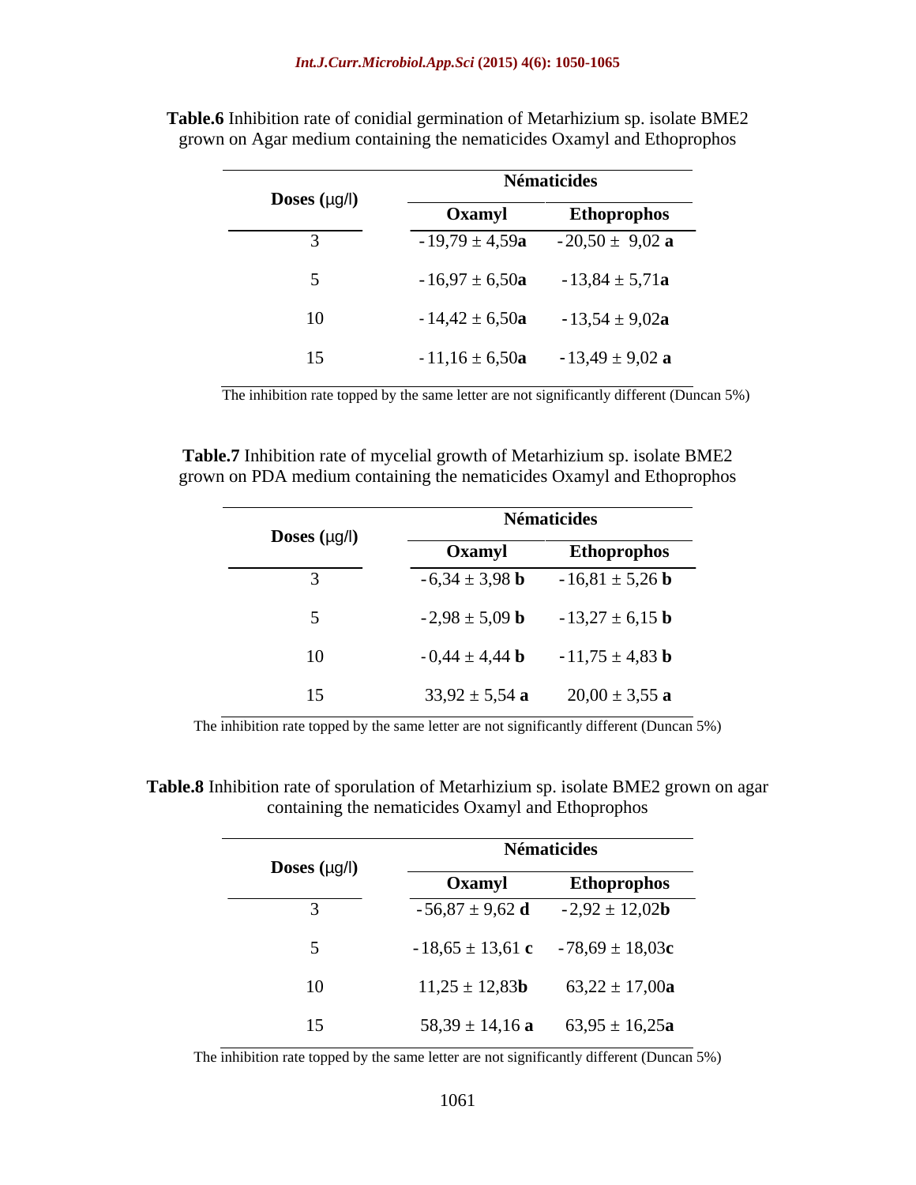**Table.6** Inhibition rate of conidial germination of Metarhizium sp. isolate BME2 grown on Agar medium containing the nematicides Oxamyl and Ethoprophos

| Doses (µg/l) | Nématicides | |
|---|---|---|
| | **Oxamyl** | **Ethoprophos** |
| 3 | -19,79 ± 4,59**a** | -20,50 ± 9,02 **a** |
| 5 | -16,97 ± 6,50**a** | -13,84 ± 5,71**a** |
| 10 | -14,42 ± 6,50**a** | -13,54 ± 9,02**a** |
| 15 | -11,16 ± 6,50**a** | -13,49 ± 9,02 **a** |

The inhibition rate topped by the same letter are not significantly different (Duncan 5%)

**Table.7** Inhibition rate of mycelial growth of Metarhizium sp. isolate BME2 grown on PDA medium containing the nematicides Oxamyl and Ethoprophos

| Doses (µg/l) | Nématicides | |
|---|---|---|
| | **Oxamyl** | **Ethoprophos** |
| 3 | -6,34 ± 3,98 **b** | -16,81 ± 5,26 **b** |
| 5 | -2,98 ± 5,09 **b** | -13,27 ± 6,15 **b** |
| 10 | -0,44 ± 4,44 **b** | -11,75 ± 4,83 **b** |
| 15 | 33,92 ± 5,54 **a** | 20,00 ± 3,55 **a** |

The inhibition rate topped by the same letter are not significantly different (Duncan 5%)

**Table.8** Inhibition rate of sporulation of Metarhizium sp. isolate BME2 grown on agar containing the nematicides Oxamyl and Ethoprophos

| Doses (µg/l) | Nématicides | |
|---|---|---|
| | **Oxamyl** | **Ethoprophos** |
| 3 | -56,87 ± 9,62 **d** | -2,92 ± 12,02**b** |
| 5 | -18,65 ± 13,61 **c** | -78,69 ± 18,03**c** |
| 10 | 11,25 ± 12,83**b** | 63,22 ± 17,00**a** |
| 15 | 58,39 ± 14,16 **a** | 63,95 ± 16,25**a** |

The inhibition rate topped by the same letter are not significantly different (Duncan 5%)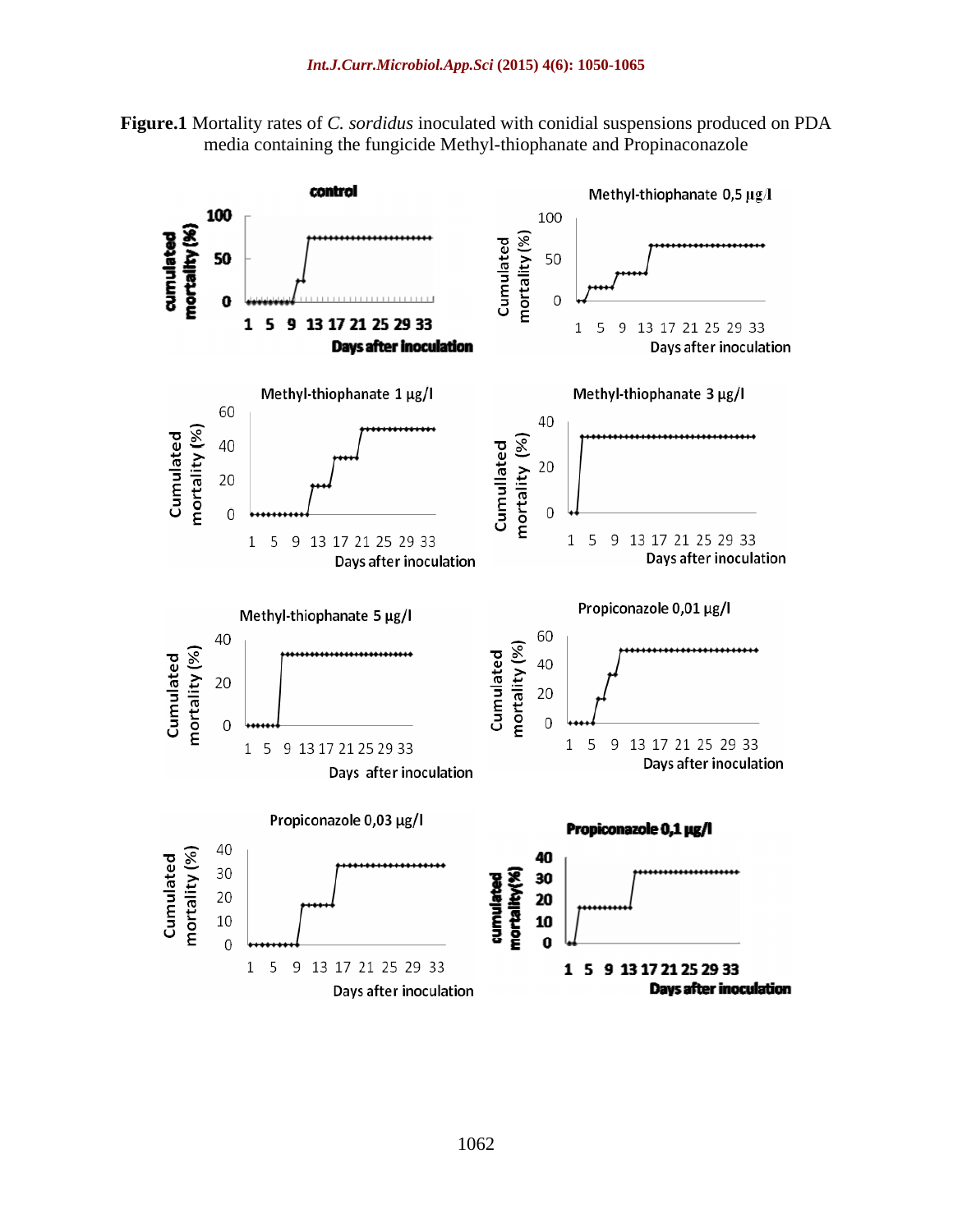**Figure.1** Mortality rates of *C. sordidus* inoculated with conidial suspensions produced on PDA media containing the fungicide Methyl-thiophanate and Propinaconazole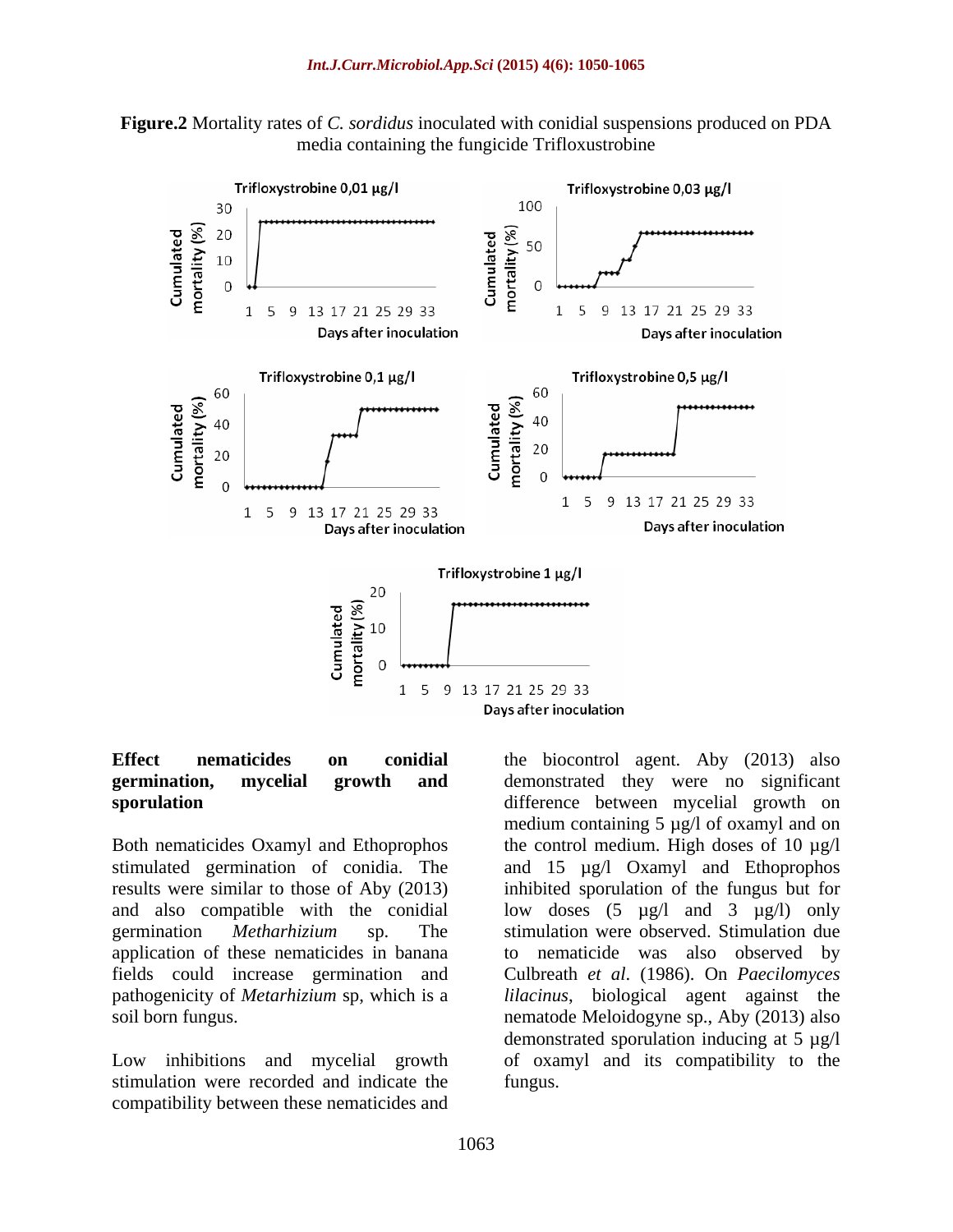**Figure.2** Mortality rates of *C. sordidus* inoculated with conidial suspensions produced on PDA media containing the fungicide Trifloxustrobine

### Effect nematicides on conidial germination, mycelial growth and sporulation

Both nematicides Oxamyl and Ethoprophos stimulated germination of conidia. The results were similar to those of Aby (2013) and also compatible with the conidial germination *Metharhizium* sp. The application of these nematicides in banana fields could increase germination and pathogenicity of *Metarhizium* sp, which is a soil born fungus.

Low inhibitions and mycelial growth stimulation were recorded and indicate the compatibility between these nematicides and the biocontrol agent. Aby (2013) also demonstrated they were no significant difference between mycelial growth on medium containing 5 µg/l of oxamyl and on the control medium. High doses of 10 µg/l and 15 µg/l Oxamyl and Ethoprophos inhibited sporulation of the fungus but for low doses (5 µg/l and 3 µg/l) only stimulation were observed. Stimulation due to nematicide was also observed by Culbreath *et al*. (1986). On *Paecilomyces lilacinus*, biological agent against the nematode Meloidogyne sp., Aby (2013) also demonstrated sporulation inducing at 5 µg/l of oxamyl and its compatibility to the fungus.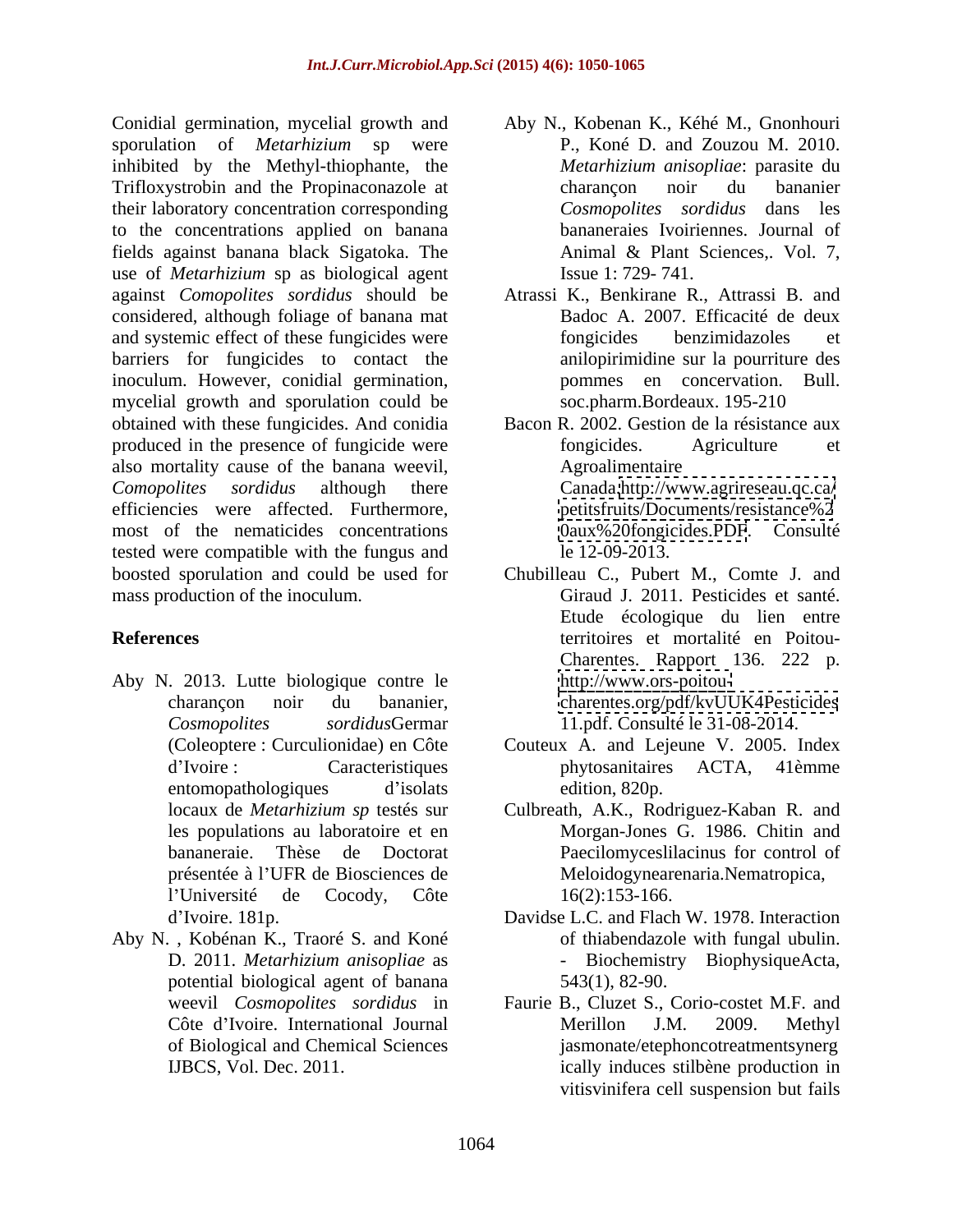Conidial germination, mycelial growth and sporulation of *Metarhizium* sp were inhibited by the Methyl-thiophante, the Trifloxystrobin and the Propinaconazole at their laboratory concentration corresponding to the concentrations applied on banana fields against banana black Sigatoka. The use of *Metarhizium* sp as biological agent against *Comopolites sordidus* should be considered, although foliage of banana mat and systemic effect of these fungicides were barriers for fungicides to contact the inoculum. However, conidial germination, mycelial growth and sporulation could be obtained with these fungicides. And conidia produced in the presence of fungicide were also mortality cause of the banana weevil, *Comopolites sordidus* although there efficiencies were affected. Furthermore, most of the nematicides concentrations tested were compatible with the fungus and boosted sporulation and could be used for mass production of the inoculum.

## References

Aby N. 2013. Lutte biologique contre le charançon noir du bananier, *Cosmopolites sordidus*Germar (Coleoptere : Curculionidae) en Côte d'Ivoire : Caracteristiques entomopathologiques d'isolats locaux de *Metarhizium sp* testés sur les populations au laboratoire et en bananeraie. Thèse de Doctorat présentée à l'UFR de Biosciences de l'Université de Cocody, Côte d'Ivoire. 181p.

Aby N. , Kobénan K., Traoré S. and Koné D. 2011. *Metarhizium anisopliae* as potential biological agent of banana weevil *Cosmopolites sordidus* in Côte d'Ivoire. International Journal of Biological and Chemical Sciences IJBCS, Vol. Dec. 2011.

Aby N., Kobenan K., Kéhé M., Gnonhouri P., Koné D. and Zouzou M. 2010. *Metarhizium anisopliae*: parasite du charançon noir du bananier *Cosmopolites sordidus* dans les bananeraies Ivoiriennes. Journal of Animal & Plant Sciences,. Vol. 7, Issue 1: 729- 741.

Atrassi K., Benkirane R., Attrassi B. and Badoc A. 2007. Efficacité de deux fongicides benzimidazoles et anilopirimidine sur la pourriture des pommes en concervation. Bull. soc.pharm.Bordeaux. 195-210

Bacon R. 2002. Gestion de la résistance aux fongicides. Agriculture et Agroalimentaire Canada http://www.agrireseau.qc.ca/petitsfruits/Documents/resistance%20aux%20fongicides.PDF. Consulté le 12-09-2013.

Chubilleau C., Pubert M., Comte J. and Giraud J. 2011. Pesticides et santé. Etude écologique du lien entre territoires et mortalité en Poitou-Charentes. Rapport 136. 222 p. http://www.ors-poitou-charentes.org/pdf/kvUUK4Pesticides11.pdf. Consulté le 31-08-2014.

Couteux A. and Lejeune V. 2005. Index phytosanitaires ACTA, 41èmme edition, 820p.

Culbreath, A.K., Rodriguez-Kaban R. and Morgan-Jones G. 1986. Chitin and Paecilomyceslilacinus for control of Meloidogynearenaria.Nematropica, 16(2):153-166.

Davidse L.C. and Flach W. 1978. Interaction of thiabendazole with fungal ubulin. - Biochemistry BiophysiqueActa, 543(1), 82-90.

Faurie B., Cluzet S., Corio-costet M.F. and Merillon J.M. 2009. Methyl jasmonate/etephoncotreatmentsynergically induces stilbène production in vitisvinifera cell suspension but fails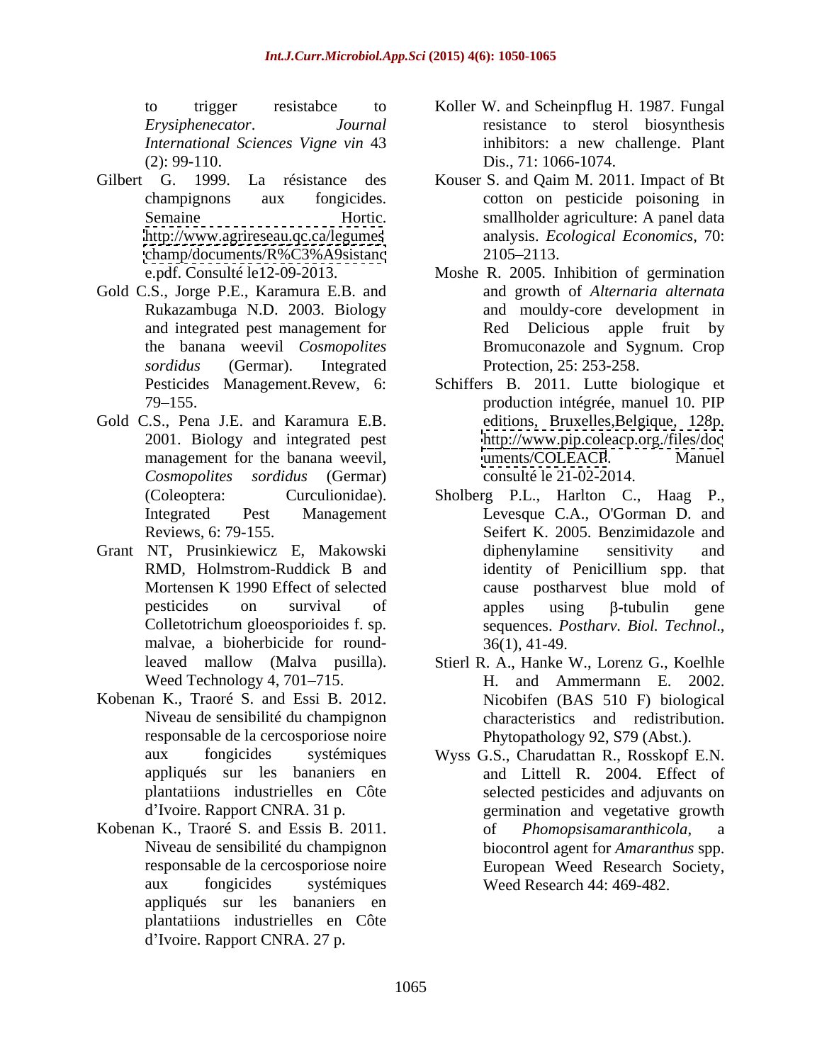to trigger resistabce to *Erysiphenecator*. *Journal International Sciences Vigne vin* 43 (2): 99-110.

Gilbert G. 1999. La résistance des champignons aux fongicides. Semaine Hortic. http://www.agrireseau.qc.ca/legumeschamp/documents/R%C3%A9sistance.pdf. Consulté le12-09-2013.

Gold C.S., Jorge P.E., Karamura E.B. and Rukazambuga N.D. 2003. Biology and integrated pest management for the banana weevil *Cosmopolites sordidus* (Germar). Integrated Pesticides Management.Revew, 6: 79–155.

Gold C.S., Pena J.E. and Karamura E.B. 2001. Biology and integrated pest management for the banana weevil, *Cosmopolites sordidus* (Germar) (Coleoptera: Curculionidae). Integrated Pest Management Reviews, 6: 79-155.

Grant NT, Prusinkiewicz E, Makowski RMD, Holmstrom-Ruddick B and Mortensen K 1990 Effect of selected pesticides on survival of Colletotrichum gloeosporioides f. sp. malvae, a bioherbicide for round-leaved mallow (Malva pusilla). Weed Technology 4, 701–715.

Kobenan K., Traoré S. and Essi B. 2012. Niveau de sensibilité du champignon responsable de la cercosporiose noire aux fongicides systémiques appliqués sur les bananiers en plantatiions industrielles en Côte d'Ivoire. Rapport CNRA. 31 p.

Kobenan K., Traoré S. and Essis B. 2011. Niveau de sensibilité du champignon responsable de la cercosporiose noire aux fongicides systémiques appliqués sur les bananiers en plantatiions industrielles en Côte d'Ivoire. Rapport CNRA. 27 p.

Koller W. and Scheinpflug H. 1987. Fungal resistance to sterol biosynthesis inhibitors: a new challenge. Plant Dis., 71: 1066-1074.

Kouser S. and Qaim M. 2011. Impact of Bt cotton on pesticide poisoning in smallholder agriculture: A panel data analysis. *Ecological Economics*, 70: 2105–2113.

Moshe R. 2005. Inhibition of germination and growth of *Alternaria alternata* and mouldy-core development in Red Delicious apple fruit by Bromuconazole and Sygnum. Crop Protection, 25: 253-258.

Schiffers B. 2011. Lutte biologique et production intégrée, manuel 10. PIP editions, Bruxelles,Belgique, 128p. http://www.pip.coleacp.org./files/documents/COLEACP. Manuel consulté le 21-02-2014.

Sholberg P.L., Harlton C., Haag P., Levesque C.A., O'Gorman D. and Seifert K. 2005. Benzimidazole and diphenylamine sensitivity and identity of Penicillium spp. that cause postharvest blue mold of apples using β-tubulin gene sequences. *Postharv. Biol. Technol.*, 36(1), 41-49.

Stierl R. A., Hanke W., Lorenz G., Koelhle H. and Ammermann E. 2002. Nicobifen (BAS 510 F) biological characteristics and redistribution. Phytopathology 92, S79 (Abst.).

Wyss G.S., Charudattan R., Rosskopf E.N. and Littell R. 2004. Effect of selected pesticides and adjuvants on germination and vegetative growth of *Phomopsisamaranthicola*, a biocontrol agent for *Amaranthus* spp. European Weed Research Society, Weed Research 44: 469-482.